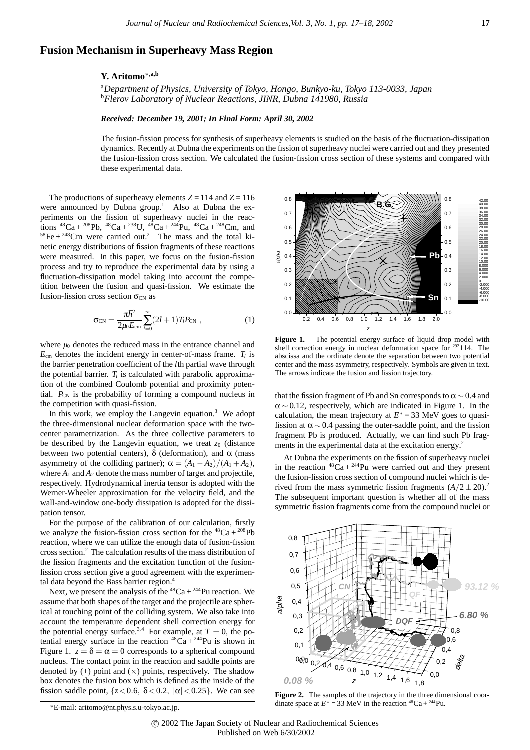# Fusion Mechanism in Superheavy Mass Region

**Y. Aritomo**[*,a,b]

[a]*Department of Physics, University of Tokyo, Hongo, Bunkyo-ku, Tokyo 113-0033, Japan*
[b]*Flerov Laboratory of Nuclear Reactions, JINR, Dubna 141980, Russia*

***Received: December 19, 2001; In Final Form: April 30, 2002***

The fusion-fission process for synthesis of superheavy elements is studied on the basis of the fluctuation-dissipation dynamics. Recently at Dubna the experiments on the fission of superheavy nuclei were carried out and they presented the fusion-fission cross section. We calculated the fusion-fission cross section of these systems and compared with these experimental data.

The productions of superheavy elements $Z = 114$ and $Z = 116$ were announced by Dubna group.[1] Also at Dubna the experiments on the fission of superheavy nuclei in the reactions $^{48}$Ca + $^{208}$Pb, $^{48}$Ca + $^{238}$U, $^{48}$Ca + $^{244}$Pu, $^{48}$Ca + $^{248}$Cm, and $^{58}$Fe + $^{248}$Cm were carried out.[2] The mass and the total kinetic energy distributions of fission fragments of these reactions were measured. In this paper, we focus on the fusion-fission process and try to reproduce the experimental data by using a fluctuation-dissipation model taking into account the competition between the fusion and quasi-fission. We estimate the fusion-fission cross section $\sigma_{\rm CN}$ as

$$\sigma_{\rm CN} = \frac{\pi\hbar^2}{2\mu_0 E_{\rm cm}} \sum_{l=0}^{\infty} (2l+1) T_l P_{\rm CN} \,, \tag{1}$$

where $\mu_0$ denotes the reduced mass in the entrance channel and $E_{\rm cm}$ denotes the incident energy in center-of-mass frame. $T_l$ is the barrier penetration coefficient of the $l$th partial wave through the potential barrier. $T_l$ is calculated with parabolic approximation of the combined Coulomb potential and proximity potential. $P_{\rm CN}$ is the probability of forming a compound nucleus in the competition with quasi-fission.

In this work, we employ the Langevin equation.[3] We adopt the three-dimensional nuclear deformation space with the two-center parametrization. As the three collective parameters to be described by the Langevin equation, we treat $z_0$ (distance between two potential centers), $\delta$ (deformation), and $\alpha$ (mass asymmetry of the colliding partner); $\alpha = (A_1 - A_2)/(A_1 + A_2)$, where $A_1$ and $A_2$ denote the mass number of target and projectile, respectively. Hydrodynamical inertia tensor is adopted with the Werner-Wheeler approximation for the velocity field, and the wall-and-window one-body dissipation is adopted for the dissipation tensor.

For the purpose of the calibration of our calculation, firstly we analyze the fusion-fission cross section for the $^{48}$Ca + $^{208}$Pb reaction, where we can utilize the enough data of fusion-fission cross section.[2] The calculation results of the mass distribution of the fission fragments and the excitation function of the fusion-fission cross section give a good agreement with the experimental data beyond the Bass barrier region.[4]

Next, we present the analysis of the $^{48}$Ca + $^{244}$Pu reaction. We assume that both shapes of the target and the projectile are spherical at touching point of the colliding system. We also take into account the temperature dependent shell correction energy for the potential energy surface.[3,4] For example, at $T = 0$, the potential energy surface in the reaction $^{48}$Ca + $^{244}$Pu is shown in Figure 1. $z = \delta = \alpha = 0$ corresponds to a spherical compound nucleus. The contact point in the reaction and saddle points are denoted by (+) point and ($\times$) points, respectively. The shadow box denotes the fusion box which is defined as the inside of the fission saddle point, $\{z < 0.6,\ \delta < 0.2,\ |\alpha| < 0.25\}$. We can see that the fission fragment of Pb and Sn corresponds to $\alpha \sim 0.4$ and $\alpha \sim 0.12$, respectively, which are indicated in Figure 1. In the calculation, the mean trajectory at $E^* = 33$ MeV goes to quasi-fission at $\alpha \sim 0.4$ passing the outer-saddle point, and the fission fragment Pb is produced. Actually, we can find such Pb fragments in the experimental data at the excitation energy.[2]

**Figure 1.** The potential energy surface of liquid drop model with shell correction energy in nuclear deformation space for $^{292}$114. The abscissa and the ordinate denote the separation between two potential center and the mass asymmetry, respectively. Symbols are given in text. The arrows indicate the fusion and fission trajectory.

At Dubna the experiments on the fission of superheavy nuclei in the reaction $^{48}$Ca + $^{244}$Pu were carried out and they present the fusion-fission cross section of compound nuclei which is derived from the mass symmetric fission fragments ($A/2 \pm 20$).[2] The subsequent important question is whether all of the mass symmetric fission fragments come from the compound nuclei or

**Figure 2.** The samples of the trajectory in the three dimensional coordinate space at $E^* = 33$ MeV in the reaction $^{48}$Ca + $^{244}$Pu.

*E-mail: aritomo@nt.phys.s.u-tokyo.ac.jp.

© 2002 The Japan Society of Nuclear and Radiochemical Sciences
Published on Web 6/30/2002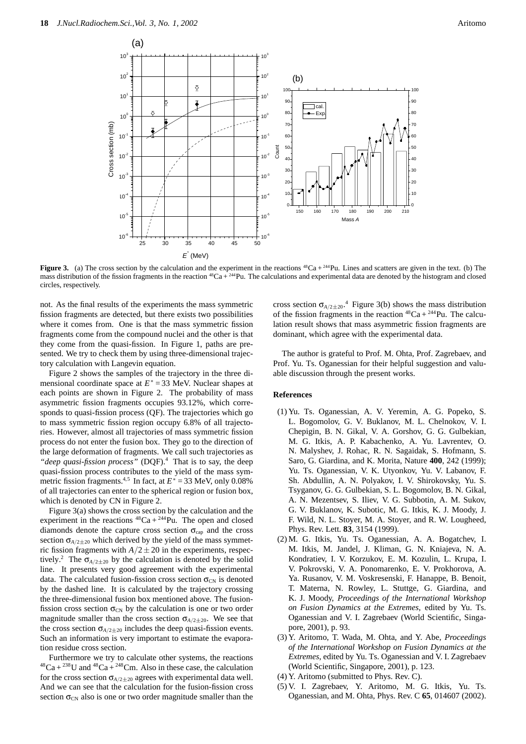(a)

$10^3$
$10^2$
$10^1$
$10^0$
$10^{-1}$
$10^{-2}$
$10^{-3}$
$10^{-4}$
$10^{-5}$
$10^{-6}$

Cross section (mb)

25 30 35 40 45 50

$E^*$ (MeV)

(b)

100 90 80 70 60 50 40 30 20 10 0

Count

cal.
Exp.

150 160 170 180 190 200 210

Mass *A*

**Figure 3.** (a) The cross section by the calculation and the experiment in the reactions $^{48}Ca + ^{244}Pu$. Lines and scatters are given in the text. (b) The mass distribution of the fission fragments in the reaction $^{48}Ca + ^{244}Pu$. The calculations and experimental data are denoted by the histogram and closed circles, respectively.

not. As the final results of the experiments the mass symmetric fission fragments are detected, but there exists two possibilities where it comes from. One is that the mass symmetric fission fragments come from the compound nuclei and the other is that they come from the quasi-fission. In Figure 1, paths are presented. We try to check them by using three-dimensional trajectory calculation with Langevin equation.

Figure 2 shows the samples of the trajectory in the three dimensional coordinate space at $E^* = 33$ MeV. Nuclear shapes at each points are shown in Figure 2. The probability of mass asymmetric fission fragments occupies 93.12%, which corresponds to quasi-fission process (QF). The trajectories which go to mass symmetric fission region occupy 6.8% of all trajectories. However, almost all trajectories of mass symmetric fission process do not enter the fusion box. They go to the direction of the large deformation of fragments. We call such trajectories as *"deep quasi-fission process"* (DQF).[4] That is to say, the deep quasi-fission process contributes to the yield of the mass symmetric fission fragments.[4,5] In fact, at $E^* = 33$ MeV, only 0.08% of all trajectories can enter to the spherical region or fusion box, which is denoted by CN in Figure 2.

Figure 3(a) shows the cross section by the calculation and the experiment in the reactions $^{48}Ca + ^{244}Pu$. The open and closed diamonds denote the capture cross section $\sigma_{cap}$ and the cross section $\sigma_{A/2\pm20}$ which derived by the yield of the mass symmetric fission fragments with $A/2 \pm 20$ in the experiments, respectively.[2] The $\sigma_{A/2\pm20}$ by the calculation is denoted by the solid line. It presents very good agreement with the experimental data. The calculated fusion-fission cross section $\sigma_{CN}$ is denoted by the dashed line. It is calculated by the trajectory crossing the three-dimensional fusion box mentioned above. The fusion-fission cross section $\sigma_{CN}$ by the calculation is one or two order magnitude smaller than the cross section $\sigma_{A/2\pm20}$. We see that the cross section $\sigma_{A/2\pm20}$ includes the deep quasi-fission events. Such an information is very important to estimate the evaporation residue cross section.

Furthermore we try to calculate other systems, the reactions $^{48}Ca + ^{238}U$ and $^{48}Ca + ^{248}Cm$. Also in these case, the calculation for the cross section $\sigma_{A/2\pm20}$ agrees with experimental data well. And we can see that the calculation for the fusion-fission cross section $\sigma_{CN}$ also is one or two order magnitude smaller than the cross section $\sigma_{A/2\pm20}$.[4] Figure 3(b) shows the mass distribution of the fission fragments in the reaction $^{48}Ca + ^{244}Pu$. The calculation result shows that mass asymmetric fission fragments are dominant, which agree with the experimental data.

The author is grateful to Prof. M. Ohta, Prof. Zagrebaev, and Prof. Yu. Ts. Oganessian for their helpful suggestion and valuable discussion through the present works.

## References

(1) Yu. Ts. Oganessian, A. V. Yeremin, A. G. Popeko, S. L. Bogomolov, G. V. Buklanov, M. L. Chelnokov, V. I. Chepigin, B. N. Gikal, V. A. Gorshov, G. G. Gulbekian, M. G. Itkis, A. P. Kabachenko, A. Yu. Lavrentev, O. N. Malyshev, J. Rohac, R. N. Sagaidak, S. Hofmann, S. Saro, G. Giardina, and K. Morita, Nature **400**, 242 (1999); Yu. Ts. Oganessian, V. K. Utyonkov, Yu. V. Labanov, F. Sh. Abdullin, A. N. Polyakov, I. V. Shirokovsky, Yu. S. Tsyganov, G. G. Gulbekian, S. L. Bogomolov, B. N. Gikal, A. N. Mezentsev, S. Iliev, V. G. Subbotin, A. M. Sukov, G. V. Buklanov, K. Subotic, M. G. Itkis, K. J. Moody, J. F. Wild, N. L. Stoyer, M. A. Stoyer, and R. W. Lougheed, Phys. Rev. Lett. **83**, 3154 (1999).

(2) M. G. Itkis, Yu. Ts. Oganessian, A. A. Bogatchev, I. M. Itkis, M. Jandel, J. Kliman, G. N. Kniajeva, N. A. Kondratiev, I. V. Korzukov, E. M. Kozulin, L. Krupa, I. V. Pokrovski, V. A. Ponomarenko, E. V. Prokhorova, A. Ya. Rusanov, V. M. Voskresenski, F. Hanappe, B. Benoit, T. Materna, N. Rowley, L. Stuttge, G. Giardina, and K. J. Moody, *Proceedings of the International Workshop on Fusion Dynamics at the Extremes*, edited by Yu. Ts. Oganessian and V. I. Zagrebaev (World Scientific, Singapore, 2001), p. 93.

(3) Y. Aritomo, T. Wada, M. Ohta, and Y. Abe, *Proceedings of the International Workshop on Fusion Dynamics at the Extremes*, edited by Yu. Ts. Oganessian and V. I. Zagrebaev (World Scientific, Singapore, 2001), p. 123.

(4) Y. Aritomo (submitted to Phys. Rev. C).

(5) V. I. Zagrebaev, Y. Aritomo, M. G. Itkis, Yu. Ts. Oganessian, and M. Ohta, Phys. Rev. C **65**, 014607 (2002).